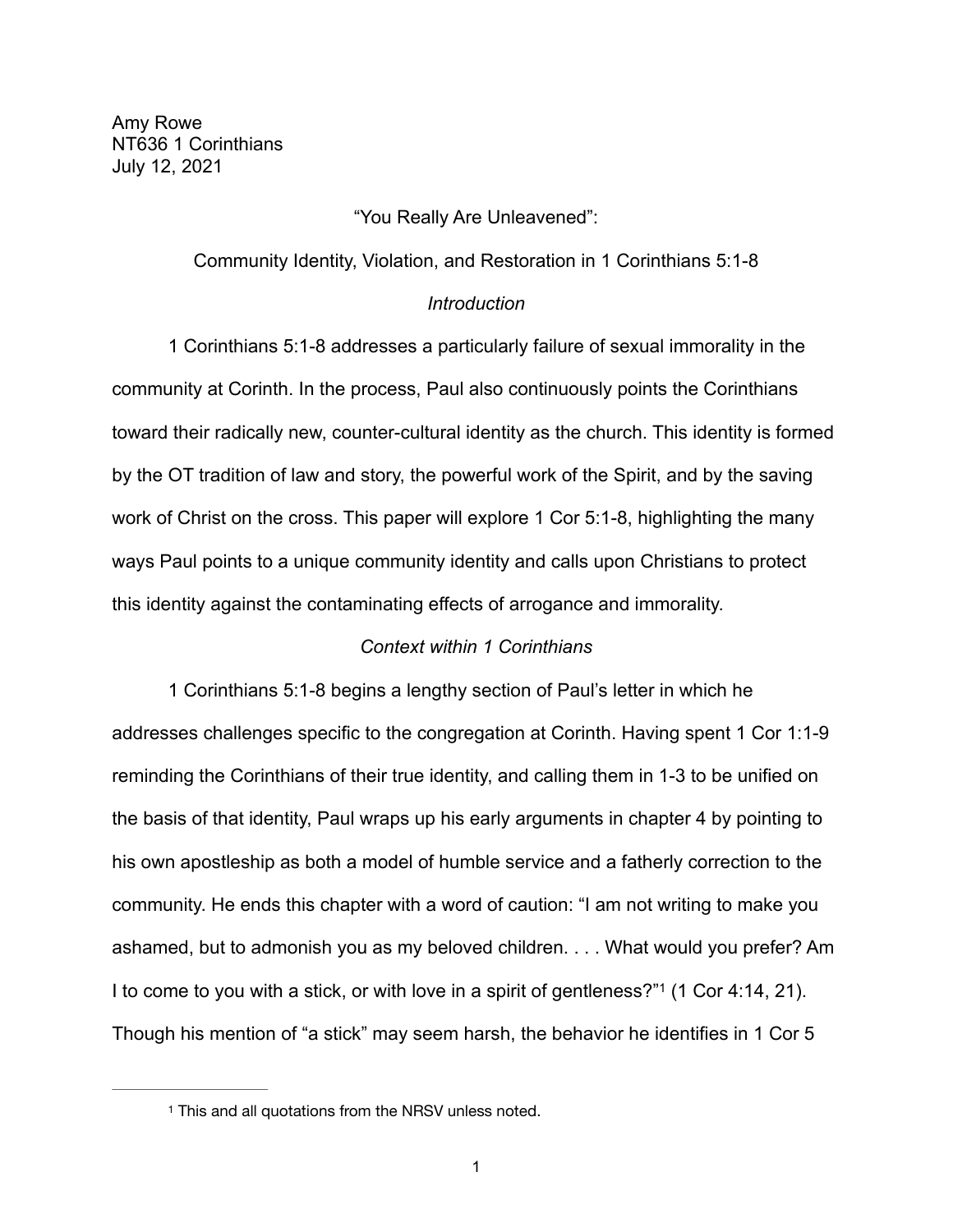Amy Rowe
NT636 1 Corinthians
July 12, 2021

# "You Really Are Unleavened":

# Community Identity, Violation, and Restoration in 1 Corinthians 5:1-8

## *Introduction*

1 Corinthians 5:1-8 addresses a particularly failure of sexual immorality in the community at Corinth. In the process, Paul also continuously points the Corinthians toward their radically new, counter-cultural identity as the church. This identity is formed by the OT tradition of law and story, the powerful work of the Spirit, and by the saving work of Christ on the cross. This paper will explore 1 Cor 5:1-8, highlighting the many ways Paul points to a unique community identity and calls upon Christians to protect this identity against the contaminating effects of arrogance and immorality.

## *Context within 1 Corinthians*

1 Corinthians 5:1-8 begins a lengthy section of Paul's letter in which he addresses challenges specific to the congregation at Corinth. Having spent 1 Cor 1:1-9 reminding the Corinthians of their true identity, and calling them in 1-3 to be unified on the basis of that identity, Paul wraps up his early arguments in chapter 4 by pointing to his own apostleship as both a model of humble service and a fatherly correction to the community. He ends this chapter with a word of caution: "I am not writing to make you ashamed, but to admonish you as my beloved children. . . . What would you prefer? Am I to come to you with a stick, or with love in a spirit of gentleness?"[1] (1 Cor 4:14, 21). Though his mention of "a stick" may seem harsh, the behavior he identifies in 1 Cor 5

---

[1] This and all quotations from the NRSV unless noted.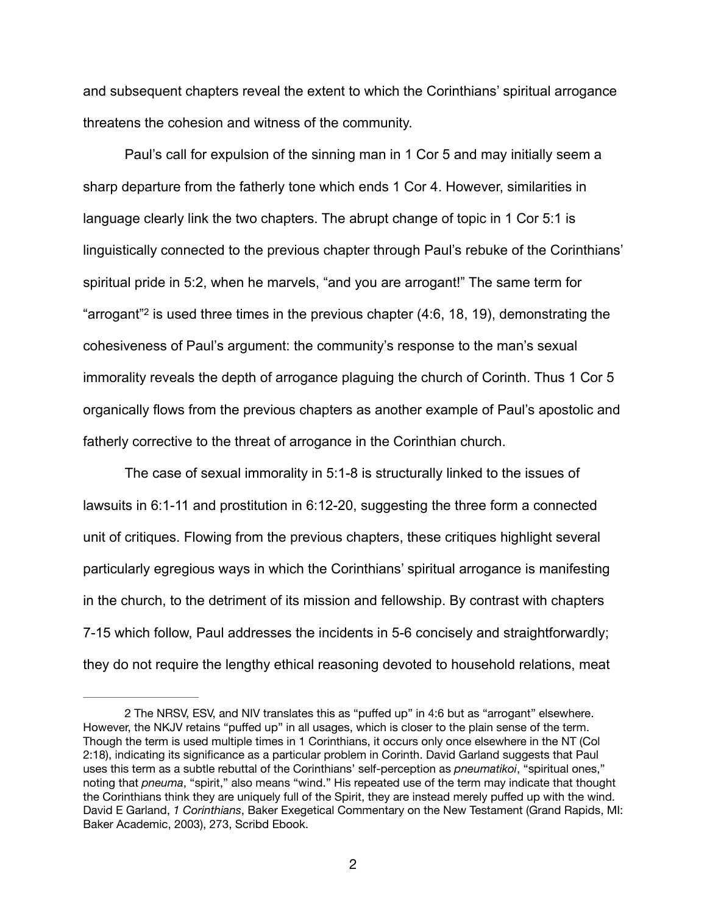and subsequent chapters reveal the extent to which the Corinthians' spiritual arrogance threatens the cohesion and witness of the community.

Paul's call for expulsion of the sinning man in 1 Cor 5 and may initially seem a sharp departure from the fatherly tone which ends 1 Cor 4. However, similarities in language clearly link the two chapters. The abrupt change of topic in 1 Cor 5:1 is linguistically connected to the previous chapter through Paul's rebuke of the Corinthians' spiritual pride in 5:2, when he marvels, "and you are arrogant!" The same term for "arrogant"[2] is used three times in the previous chapter (4:6, 18, 19), demonstrating the cohesiveness of Paul's argument: the community's response to the man's sexual immorality reveals the depth of arrogance plaguing the church of Corinth. Thus 1 Cor 5 organically flows from the previous chapters as another example of Paul's apostolic and fatherly corrective to the threat of arrogance in the Corinthian church.

The case of sexual immorality in 5:1-8 is structurally linked to the issues of lawsuits in 6:1-11 and prostitution in 6:12-20, suggesting the three form a connected unit of critiques. Flowing from the previous chapters, these critiques highlight several particularly egregious ways in which the Corinthians' spiritual arrogance is manifesting in the church, to the detriment of its mission and fellowship. By contrast with chapters 7-15 which follow, Paul addresses the incidents in 5-6 concisely and straightforwardly; they do not require the lengthy ethical reasoning devoted to household relations, meat

---

2 The NRSV, ESV, and NIV translates this as "puffed up" in 4:6 but as "arrogant" elsewhere. However, the NKJV retains "puffed up" in all usages, which is closer to the plain sense of the term. Though the term is used multiple times in 1 Corinthians, it occurs only once elsewhere in the NT (Col 2:18), indicating its significance as a particular problem in Corinth. David Garland suggests that Paul uses this term as a subtle rebuttal of the Corinthians' self-perception as *pneumatikoi*, "spiritual ones," noting that *pneuma*, "spirit," also means "wind." His repeated use of the term may indicate that thought the Corinthians think they are uniquely full of the Spirit, they are instead merely puffed up with the wind. David E Garland, *1 Corinthians*, Baker Exegetical Commentary on the New Testament (Grand Rapids, MI: Baker Academic, 2003), 273, Scribd Ebook.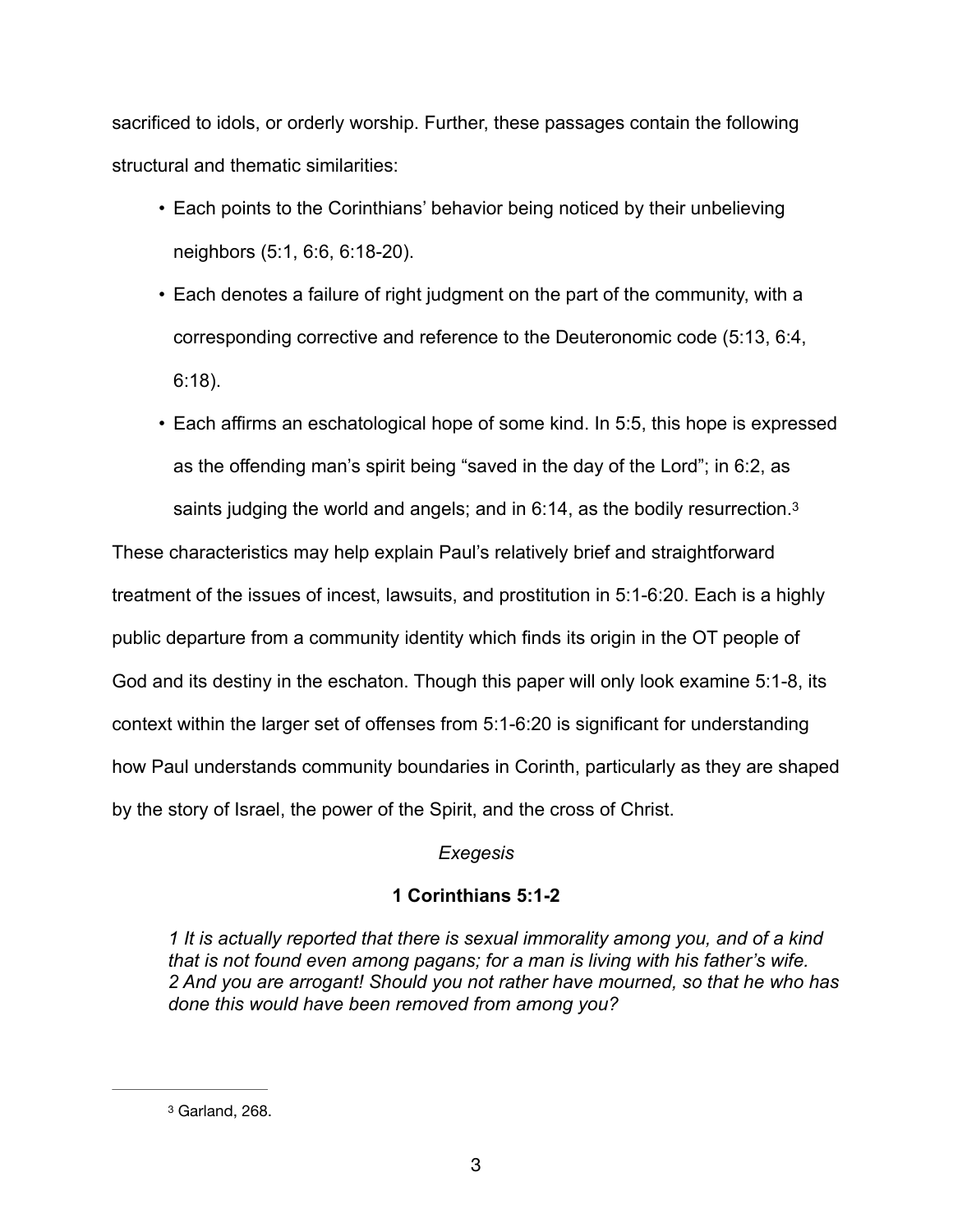sacrificed to idols, or orderly worship. Further, these passages contain the following structural and thematic similarities:

- Each points to the Corinthians' behavior being noticed by their unbelieving neighbors (5:1, 6:6, 6:18-20).
- Each denotes a failure of right judgment on the part of the community, with a corresponding corrective and reference to the Deuteronomic code (5:13, 6:4, 6:18).
- Each affirms an eschatological hope of some kind. In 5:5, this hope is expressed as the offending man's spirit being "saved in the day of the Lord"; in 6:2, as saints judging the world and angels; and in 6:14, as the bodily resurrection.[3]

These characteristics may help explain Paul's relatively brief and straightforward treatment of the issues of incest, lawsuits, and prostitution in 5:1-6:20. Each is a highly public departure from a community identity which finds its origin in the OT people of God and its destiny in the eschaton. Though this paper will only look examine 5:1-8, its context within the larger set of offenses from 5:1-6:20 is significant for understanding how Paul understands community boundaries in Corinth, particularly as they are shaped by the story of Israel, the power of the Spirit, and the cross of Christ.

*Exegesis*

**1 Corinthians 5:1-2**

> *1 It is actually reported that there is sexual immorality among you, and of a kind that is not found even among pagans; for a man is living with his father's wife. 2 And you are arrogant! Should you not rather have mourned, so that he who has done this would have been removed from among you?*

---

[3] Garland, 268.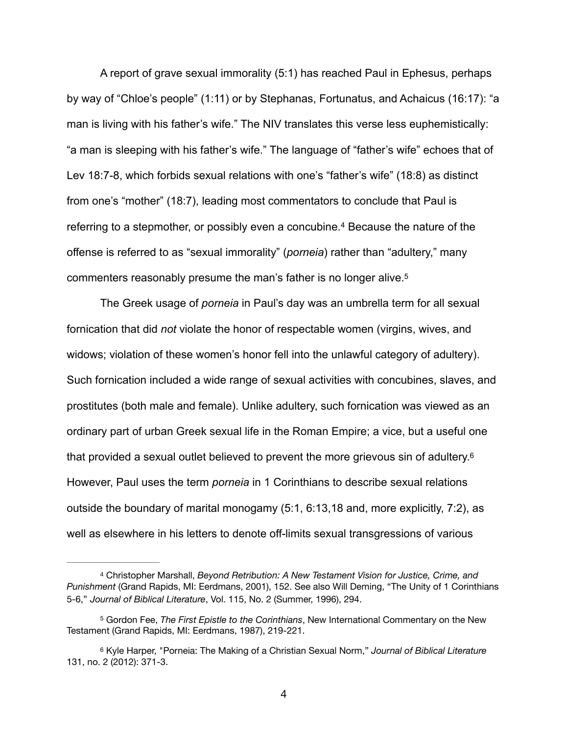A report of grave sexual immorality (5:1) has reached Paul in Ephesus, perhaps by way of "Chloe's people" (1:11) or by Stephanas, Fortunatus, and Achaicus (16:17): "a man is living with his father's wife." The NIV translates this verse less euphemistically: "a man is sleeping with his father's wife." The language of "father's wife" echoes that of Lev 18:7-8, which forbids sexual relations with one's "father's wife" (18:8) as distinct from one's "mother" (18:7), leading most commentators to conclude that Paul is referring to a stepmother, or possibly even a concubine.[4] Because the nature of the offense is referred to as "sexual immorality" (*porneia*) rather than "adultery," many commenters reasonably presume the man's father is no longer alive.[5]

The Greek usage of *porneia* in Paul's day was an umbrella term for all sexual fornication that did *not* violate the honor of respectable women (virgins, wives, and widows; violation of these women's honor fell into the unlawful category of adultery). Such fornication included a wide range of sexual activities with concubines, slaves, and prostitutes (both male and female). Unlike adultery, such fornication was viewed as an ordinary part of urban Greek sexual life in the Roman Empire; a vice, but a useful one that provided a sexual outlet believed to prevent the more grievous sin of adultery.[6] However, Paul uses the term *porneia* in 1 Corinthians to describe sexual relations outside the boundary of marital monogamy (5:1, 6:13,18 and, more explicitly, 7:2), as well as elsewhere in his letters to denote off-limits sexual transgressions of various

---

[4] Christopher Marshall, *Beyond Retribution: A New Testament Vision for Justice, Crime, and Punishment* (Grand Rapids, MI: Eerdmans, 2001), 152. See also Will Deming, "The Unity of 1 Corinthians 5-6," *Journal of Biblical Literature*, Vol. 115, No. 2 (Summer, 1996), 294.

[5] Gordon Fee, *The First Epistle to the Corinthians*, New International Commentary on the New Testament (Grand Rapids, MI: Eerdmans, 1987), 219-221.

[6] Kyle Harper, "Porneia: The Making of a Christian Sexual Norm," *Journal of Biblical Literature* 131, no. 2 (2012): 371-3.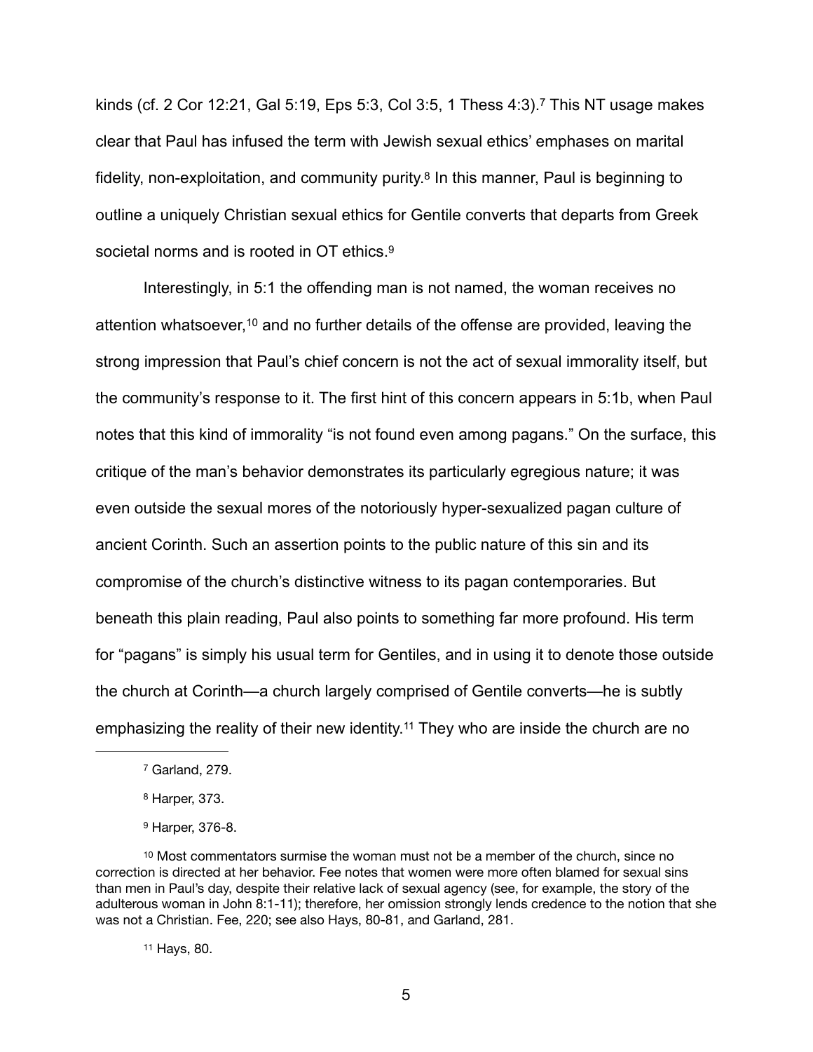kinds (cf. 2 Cor 12:21, Gal 5:19, Eps 5:3, Col 3:5, 1 Thess 4:3).[7] This NT usage makes clear that Paul has infused the term with Jewish sexual ethics' emphases on marital fidelity, non-exploitation, and community purity.[8] In this manner, Paul is beginning to outline a uniquely Christian sexual ethics for Gentile converts that departs from Greek societal norms and is rooted in OT ethics.[9]

Interestingly, in 5:1 the offending man is not named, the woman receives no attention whatsoever,[10] and no further details of the offense are provided, leaving the strong impression that Paul's chief concern is not the act of sexual immorality itself, but the community's response to it. The first hint of this concern appears in 5:1b, when Paul notes that this kind of immorality "is not found even among pagans." On the surface, this critique of the man's behavior demonstrates its particularly egregious nature; it was even outside the sexual mores of the notoriously hyper-sexualized pagan culture of ancient Corinth. Such an assertion points to the public nature of this sin and its compromise of the church's distinctive witness to its pagan contemporaries. But beneath this plain reading, Paul also points to something far more profound. His term for "pagans" is simply his usual term for Gentiles, and in using it to denote those outside the church at Corinth—a church largely comprised of Gentile converts—he is subtly emphasizing the reality of their new identity.[11] They who are inside the church are no

---

[7] Garland, 279.

[8] Harper, 373.

[9] Harper, 376-8.

[10] Most commentators surmise the woman must not be a member of the church, since no correction is directed at her behavior. Fee notes that women were more often blamed for sexual sins than men in Paul's day, despite their relative lack of sexual agency (see, for example, the story of the adulterous woman in John 8:1-11); therefore, her omission strongly lends credence to the notion that she was not a Christian. Fee, 220; see also Hays, 80-81, and Garland, 281.

[11] Hays, 80.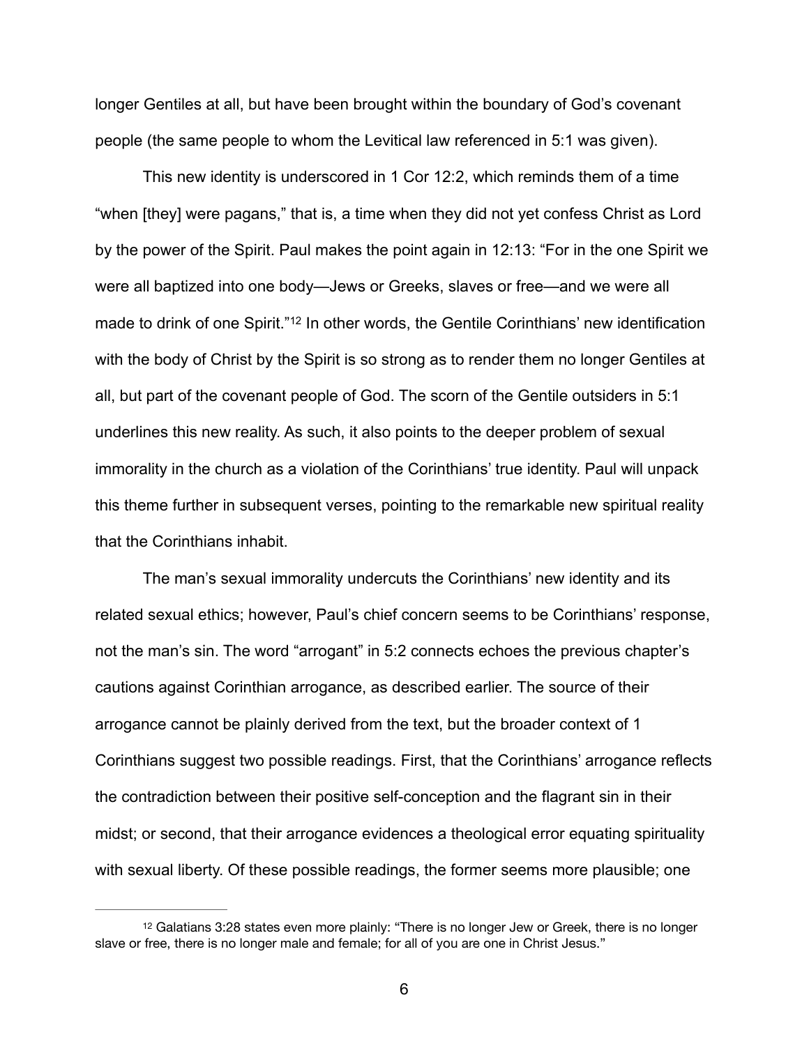longer Gentiles at all, but have been brought within the boundary of God's covenant people (the same people to whom the Levitical law referenced in 5:1 was given).

This new identity is underscored in 1 Cor 12:2, which reminds them of a time "when [they] were pagans," that is, a time when they did not yet confess Christ as Lord by the power of the Spirit. Paul makes the point again in 12:13: "For in the one Spirit we were all baptized into one body—Jews or Greeks, slaves or free—and we were all made to drink of one Spirit."[12] In other words, the Gentile Corinthians' new identification with the body of Christ by the Spirit is so strong as to render them no longer Gentiles at all, but part of the covenant people of God. The scorn of the Gentile outsiders in 5:1 underlines this new reality. As such, it also points to the deeper problem of sexual immorality in the church as a violation of the Corinthians' true identity. Paul will unpack this theme further in subsequent verses, pointing to the remarkable new spiritual reality that the Corinthians inhabit.

The man's sexual immorality undercuts the Corinthians' new identity and its related sexual ethics; however, Paul's chief concern seems to be Corinthians' response, not the man's sin. The word "arrogant" in 5:2 connects echoes the previous chapter's cautions against Corinthian arrogance, as described earlier. The source of their arrogance cannot be plainly derived from the text, but the broader context of 1 Corinthians suggest two possible readings. First, that the Corinthians' arrogance reflects the contradiction between their positive self-conception and the flagrant sin in their midst; or second, that their arrogance evidences a theological error equating spirituality with sexual liberty. Of these possible readings, the former seems more plausible; one

---

[12] Galatians 3:28 states even more plainly: "There is no longer Jew or Greek, there is no longer slave or free, there is no longer male and female; for all of you are one in Christ Jesus."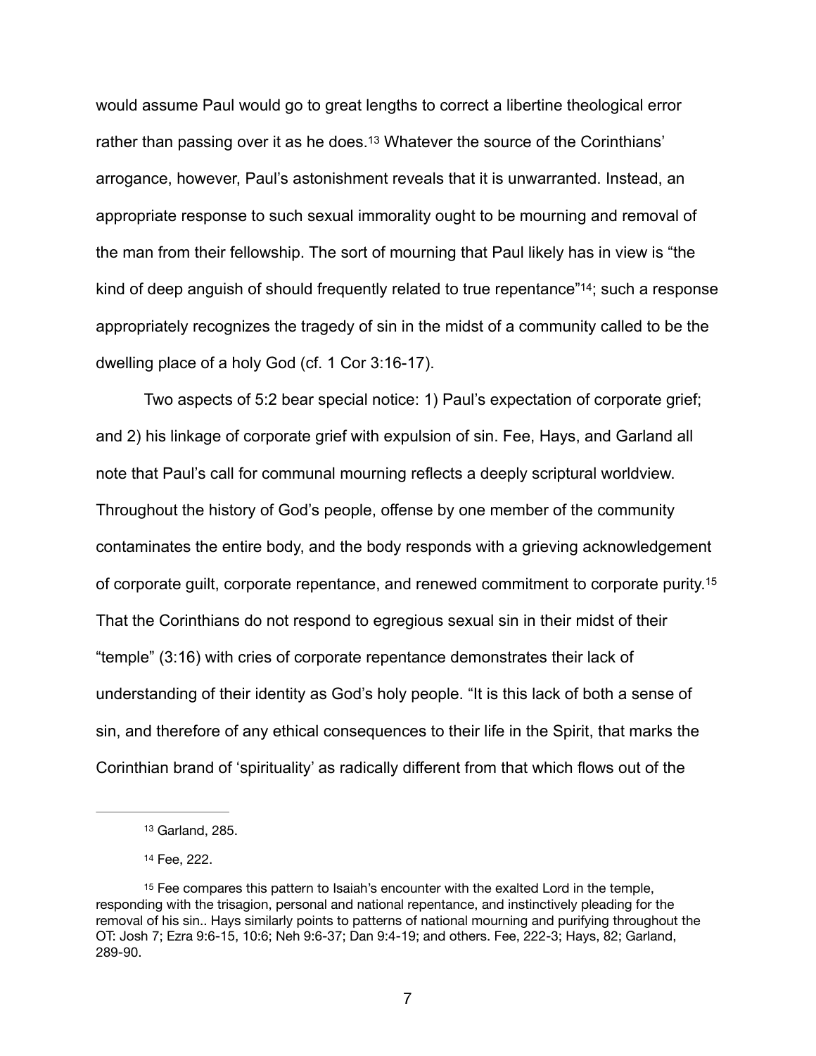would assume Paul would go to great lengths to correct a libertine theological error rather than passing over it as he does.[13] Whatever the source of the Corinthians' arrogance, however, Paul's astonishment reveals that it is unwarranted. Instead, an appropriate response to such sexual immorality ought to be mourning and removal of the man from their fellowship. The sort of mourning that Paul likely has in view is "the kind of deep anguish of should frequently related to true repentance"[14]; such a response appropriately recognizes the tragedy of sin in the midst of a community called to be the dwelling place of a holy God (cf. 1 Cor 3:16-17).

Two aspects of 5:2 bear special notice: 1) Paul's expectation of corporate grief; and 2) his linkage of corporate grief with expulsion of sin. Fee, Hays, and Garland all note that Paul's call for communal mourning reflects a deeply scriptural worldview. Throughout the history of God's people, offense by one member of the community contaminates the entire body, and the body responds with a grieving acknowledgement of corporate guilt, corporate repentance, and renewed commitment to corporate purity.[15] That the Corinthians do not respond to egregious sexual sin in their midst of their "temple" (3:16) with cries of corporate repentance demonstrates their lack of understanding of their identity as God's holy people. "It is this lack of both a sense of sin, and therefore of any ethical consequences to their life in the Spirit, that marks the Corinthian brand of 'spirituality' as radically different from that which flows out of the

---

[13] Garland, 285.

[14] Fee, 222.

[15] Fee compares this pattern to Isaiah's encounter with the exalted Lord in the temple, responding with the trisagion, personal and national repentance, and instinctively pleading for the removal of his sin.. Hays similarly points to patterns of national mourning and purifying throughout the OT: Josh 7; Ezra 9:6-15, 10:6; Neh 9:6-37; Dan 9:4-19; and others. Fee, 222-3; Hays, 82; Garland, 289-90.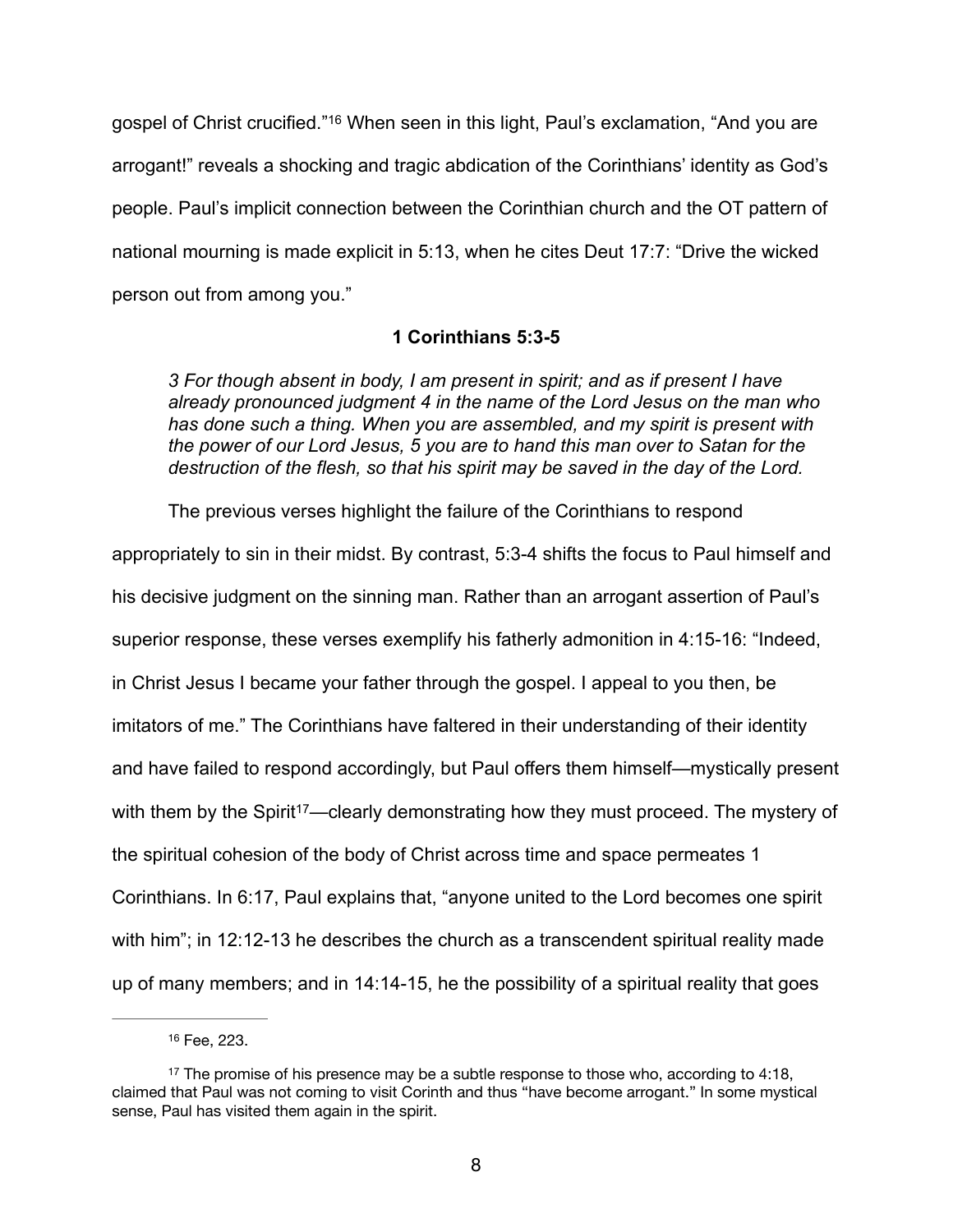gospel of Christ crucified."[16] When seen in this light, Paul's exclamation, "And you are arrogant!" reveals a shocking and tragic abdication of the Corinthians' identity as God's people. Paul's implicit connection between the Corinthian church and the OT pattern of national mourning is made explicit in 5:13, when he cites Deut 17:7: "Drive the wicked person out from among you."

### 1 Corinthians 5:3-5

> *3 For though absent in body, I am present in spirit; and as if present I have already pronounced judgment 4 in the name of the Lord Jesus on the man who has done such a thing. When you are assembled, and my spirit is present with the power of our Lord Jesus, 5 you are to hand this man over to Satan for the destruction of the flesh, so that his spirit may be saved in the day of the Lord.*

The previous verses highlight the failure of the Corinthians to respond appropriately to sin in their midst. By contrast, 5:3-4 shifts the focus to Paul himself and his decisive judgment on the sinning man. Rather than an arrogant assertion of Paul's superior response, these verses exemplify his fatherly admonition in 4:15-16: "Indeed, in Christ Jesus I became your father through the gospel. I appeal to you then, be imitators of me." The Corinthians have faltered in their understanding of their identity and have failed to respond accordingly, but Paul offers them himself—mystically present with them by the Spirit[17]—clearly demonstrating how they must proceed. The mystery of the spiritual cohesion of the body of Christ across time and space permeates 1 Corinthians. In 6:17, Paul explains that, "anyone united to the Lord becomes one spirit with him"; in 12:12-13 he describes the church as a transcendent spiritual reality made up of many members; and in 14:14-15, he the possibility of a spiritual reality that goes

---

[16] Fee, 223.

[17] The promise of his presence may be a subtle response to those who, according to 4:18, claimed that Paul was not coming to visit Corinth and thus "have become arrogant." In some mystical sense, Paul has visited them again in the spirit.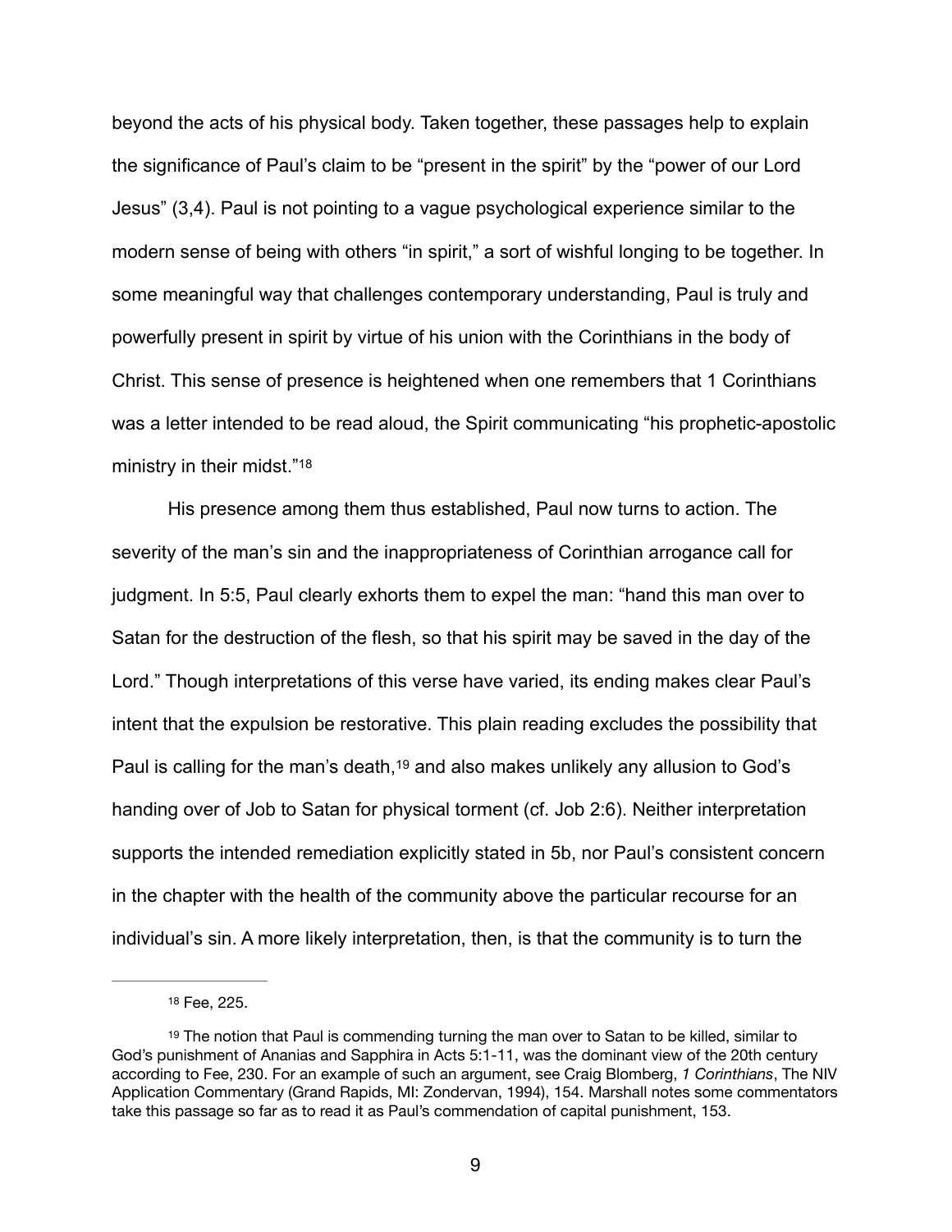beyond the acts of his physical body. Taken together, these passages help to explain the significance of Paul's claim to be "present in the spirit" by the "power of our Lord Jesus" (3,4). Paul is not pointing to a vague psychological experience similar to the modern sense of being with others "in spirit," a sort of wishful longing to be together. In some meaningful way that challenges contemporary understanding, Paul is truly and powerfully present in spirit by virtue of his union with the Corinthians in the body of Christ. This sense of presence is heightened when one remembers that 1 Corinthians was a letter intended to be read aloud, the Spirit communicating "his prophetic-apostolic ministry in their midst."[18]

His presence among them thus established, Paul now turns to action. The severity of the man's sin and the inappropriateness of Corinthian arrogance call for judgment. In 5:5, Paul clearly exhorts them to expel the man: "hand this man over to Satan for the destruction of the flesh, so that his spirit may be saved in the day of the Lord." Though interpretations of this verse have varied, its ending makes clear Paul's intent that the expulsion be restorative. This plain reading excludes the possibility that Paul is calling for the man's death,[19] and also makes unlikely any allusion to God's handing over of Job to Satan for physical torment (cf. Job 2:6). Neither interpretation supports the intended remediation explicitly stated in 5b, nor Paul's consistent concern in the chapter with the health of the community above the particular recourse for an individual's sin. A more likely interpretation, then, is that the community is to turn the

---

[18] Fee, 225.

[19] The notion that Paul is commending turning the man over to Satan to be killed, similar to God's punishment of Ananias and Sapphira in Acts 5:1-11, was the dominant view of the 20th century according to Fee, 230. For an example of such an argument, see Craig Blomberg, *1 Corinthians*, The NIV Application Commentary (Grand Rapids, MI: Zondervan, 1994), 154. Marshall notes some commentators take this passage so far as to read it as Paul's commendation of capital punishment, 153.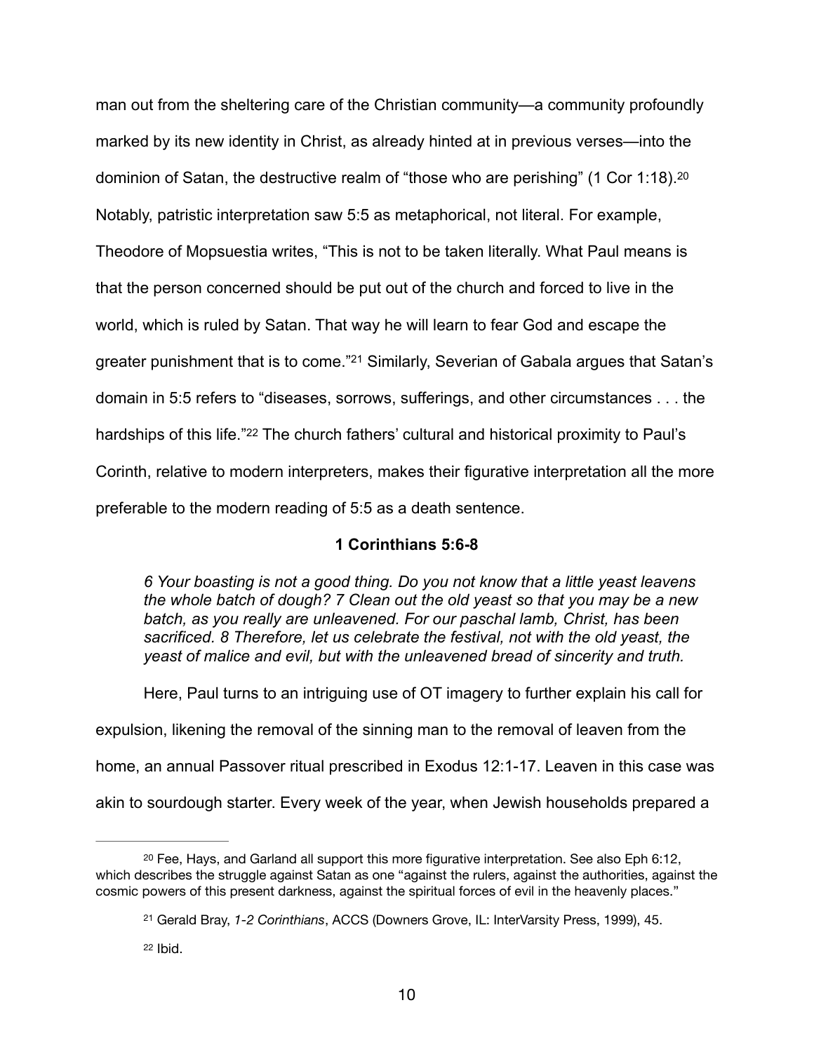man out from the sheltering care of the Christian community—a community profoundly marked by its new identity in Christ, as already hinted at in previous verses—into the dominion of Satan, the destructive realm of "those who are perishing" (1 Cor 1:18).[20] Notably, patristic interpretation saw 5:5 as metaphorical, not literal. For example, Theodore of Mopsuestia writes, "This is not to be taken literally. What Paul means is that the person concerned should be put out of the church and forced to live in the world, which is ruled by Satan. That way he will learn to fear God and escape the greater punishment that is to come."[21] Similarly, Severian of Gabala argues that Satan's domain in 5:5 refers to "diseases, sorrows, sufferings, and other circumstances . . . the hardships of this life."[22] The church fathers' cultural and historical proximity to Paul's Corinth, relative to modern interpreters, makes their figurative interpretation all the more preferable to the modern reading of 5:5 as a death sentence.

### 1 Corinthians 5:6-8

> *6 Your boasting is not a good thing. Do you not know that a little yeast leavens the whole batch of dough? 7 Clean out the old yeast so that you may be a new batch, as you really are unleavened. For our paschal lamb, Christ, has been sacrificed. 8 Therefore, let us celebrate the festival, not with the old yeast, the yeast of malice and evil, but with the unleavened bread of sincerity and truth.*

Here, Paul turns to an intriguing use of OT imagery to further explain his call for expulsion, likening the removal of the sinning man to the removal of leaven from the home, an annual Passover ritual prescribed in Exodus 12:1-17. Leaven in this case was akin to sourdough starter. Every week of the year, when Jewish households prepared a

---

[20] Fee, Hays, and Garland all support this more figurative interpretation. See also Eph 6:12, which describes the struggle against Satan as one "against the rulers, against the authorities, against the cosmic powers of this present darkness, against the spiritual forces of evil in the heavenly places."

[21] Gerald Bray, *1-2 Corinthians*, ACCS (Downers Grove, IL: InterVarsity Press, 1999), 45.

[22] Ibid.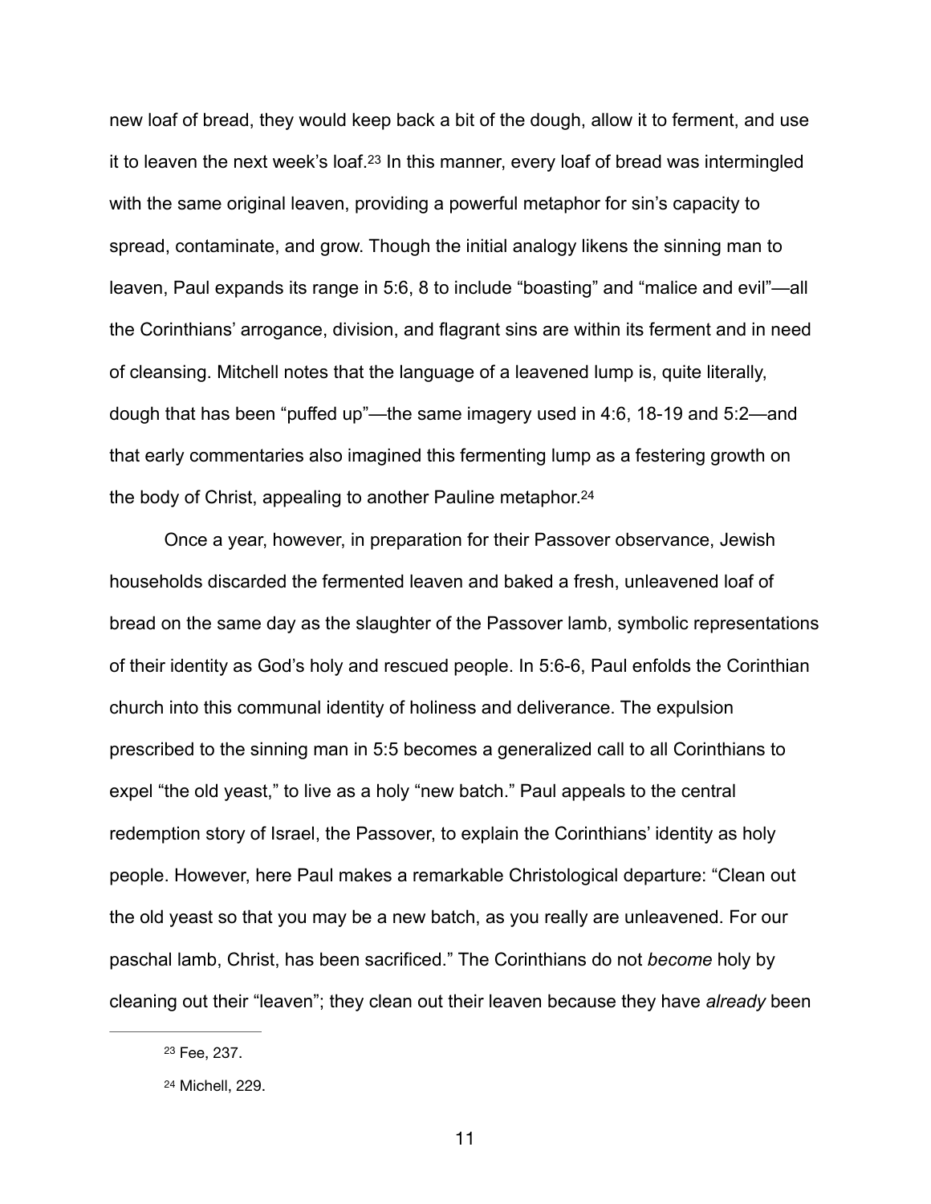new loaf of bread, they would keep back a bit of the dough, allow it to ferment, and use it to leaven the next week's loaf.[23] In this manner, every loaf of bread was intermingled with the same original leaven, providing a powerful metaphor for sin's capacity to spread, contaminate, and grow. Though the initial analogy likens the sinning man to leaven, Paul expands its range in 5:6, 8 to include "boasting" and "malice and evil"—all the Corinthians' arrogance, division, and flagrant sins are within its ferment and in need of cleansing. Mitchell notes that the language of a leavened lump is, quite literally, dough that has been "puffed up"—the same imagery used in 4:6, 18-19 and 5:2—and that early commentaries also imagined this fermenting lump as a festering growth on the body of Christ, appealing to another Pauline metaphor.[24]

Once a year, however, in preparation for their Passover observance, Jewish households discarded the fermented leaven and baked a fresh, unleavened loaf of bread on the same day as the slaughter of the Passover lamb, symbolic representations of their identity as God's holy and rescued people. In 5:6-6, Paul enfolds the Corinthian church into this communal identity of holiness and deliverance. The expulsion prescribed to the sinning man in 5:5 becomes a generalized call to all Corinthians to expel "the old yeast," to live as a holy "new batch." Paul appeals to the central redemption story of Israel, the Passover, to explain the Corinthians' identity as holy people. However, here Paul makes a remarkable Christological departure: "Clean out the old yeast so that you may be a new batch, as you really are unleavened. For our paschal lamb, Christ, has been sacrificed." The Corinthians do not *become* holy by cleaning out their "leaven"; they clean out their leaven because they have *already* been

---

[23] Fee, 237.

[24] Michell, 229.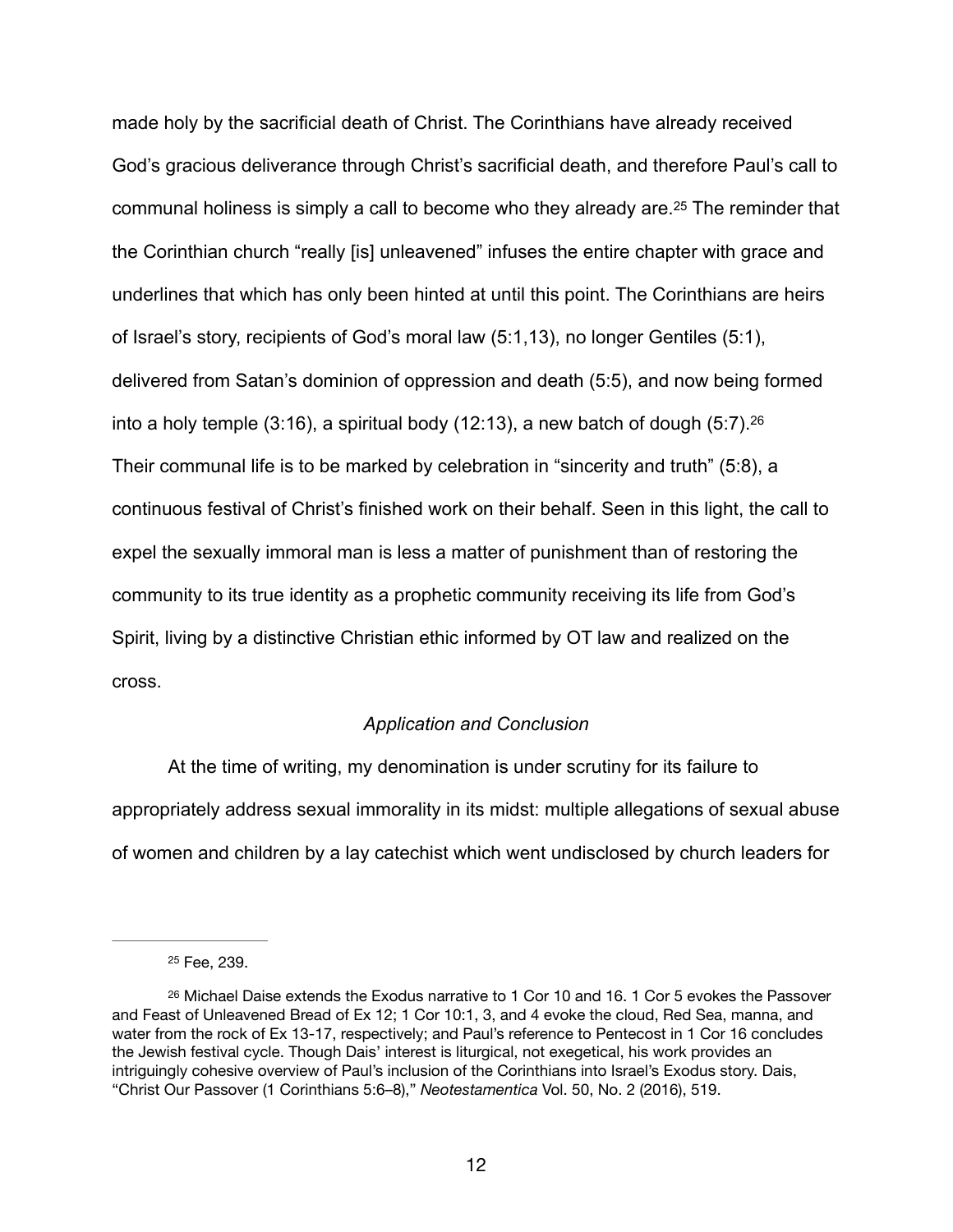made holy by the sacrificial death of Christ. The Corinthians have already received God's gracious deliverance through Christ's sacrificial death, and therefore Paul's call to communal holiness is simply a call to become who they already are.[25] The reminder that the Corinthian church "really [is] unleavened" infuses the entire chapter with grace and underlines that which has only been hinted at until this point. The Corinthians are heirs of Israel's story, recipients of God's moral law (5:1,13), no longer Gentiles (5:1), delivered from Satan's dominion of oppression and death (5:5), and now being formed into a holy temple (3:16), a spiritual body (12:13), a new batch of dough (5:7).[26] Their communal life is to be marked by celebration in "sincerity and truth" (5:8), a continuous festival of Christ's finished work on their behalf. Seen in this light, the call to expel the sexually immoral man is less a matter of punishment than of restoring the community to its true identity as a prophetic community receiving its life from God's Spirit, living by a distinctive Christian ethic informed by OT law and realized on the cross.

### *Application and Conclusion*

At the time of writing, my denomination is under scrutiny for its failure to appropriately address sexual immorality in its midst: multiple allegations of sexual abuse of women and children by a lay catechist which went undisclosed by church leaders for

---

[25] Fee, 239.

[26] Michael Daise extends the Exodus narrative to 1 Cor 10 and 16. 1 Cor 5 evokes the Passover and Feast of Unleavened Bread of Ex 12; 1 Cor 10:1, 3, and 4 evoke the cloud, Red Sea, manna, and water from the rock of Ex 13-17, respectively; and Paul's reference to Pentecost in 1 Cor 16 concludes the Jewish festival cycle. Though Dais' interest is liturgical, not exegetical, his work provides an intriguingly cohesive overview of Paul's inclusion of the Corinthians into Israel's Exodus story. Dais, "Christ Our Passover (1 Corinthians 5:6–8)," *Neotestamentica* Vol. 50, No. 2 (2016), 519.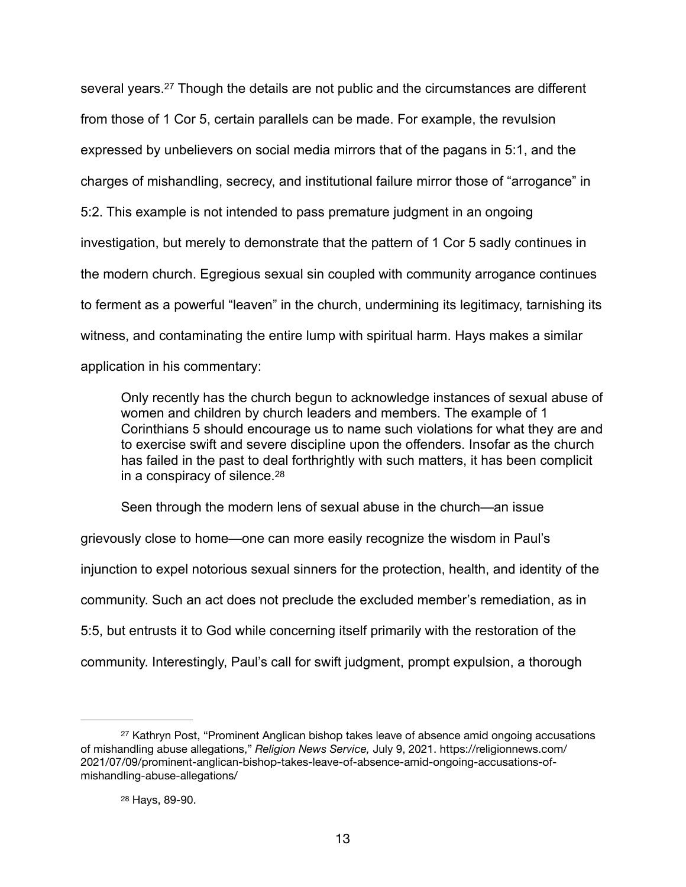several years.[27] Though the details are not public and the circumstances are different from those of 1 Cor 5, certain parallels can be made. For example, the revulsion expressed by unbelievers on social media mirrors that of the pagans in 5:1, and the charges of mishandling, secrecy, and institutional failure mirror those of "arrogance" in 5:2. This example is not intended to pass premature judgment in an ongoing investigation, but merely to demonstrate that the pattern of 1 Cor 5 sadly continues in the modern church. Egregious sexual sin coupled with community arrogance continues to ferment as a powerful "leaven" in the church, undermining its legitimacy, tarnishing its witness, and contaminating the entire lump with spiritual harm. Hays makes a similar application in his commentary:

> Only recently has the church begun to acknowledge instances of sexual abuse of women and children by church leaders and members. The example of 1 Corinthians 5 should encourage us to name such violations for what they are and to exercise swift and severe discipline upon the offenders. Insofar as the church has failed in the past to deal forthrightly with such matters, it has been complicit in a conspiracy of silence.[28]

Seen through the modern lens of sexual abuse in the church—an issue grievously close to home—one can more easily recognize the wisdom in Paul's injunction to expel notorious sexual sinners for the protection, health, and identity of the community. Such an act does not preclude the excluded member's remediation, as in 5:5, but entrusts it to God while concerning itself primarily with the restoration of the community. Interestingly, Paul's call for swift judgment, prompt expulsion, a thorough

---

[27] Kathryn Post, "Prominent Anglican bishop takes leave of absence amid ongoing accusations of mishandling abuse allegations," *Religion News Service,* July 9, 2021. https://religionnews.com/2021/07/09/prominent-anglican-bishop-takes-leave-of-absence-amid-ongoing-accusations-of-mishandling-abuse-allegations/

[28] Hays, 89-90.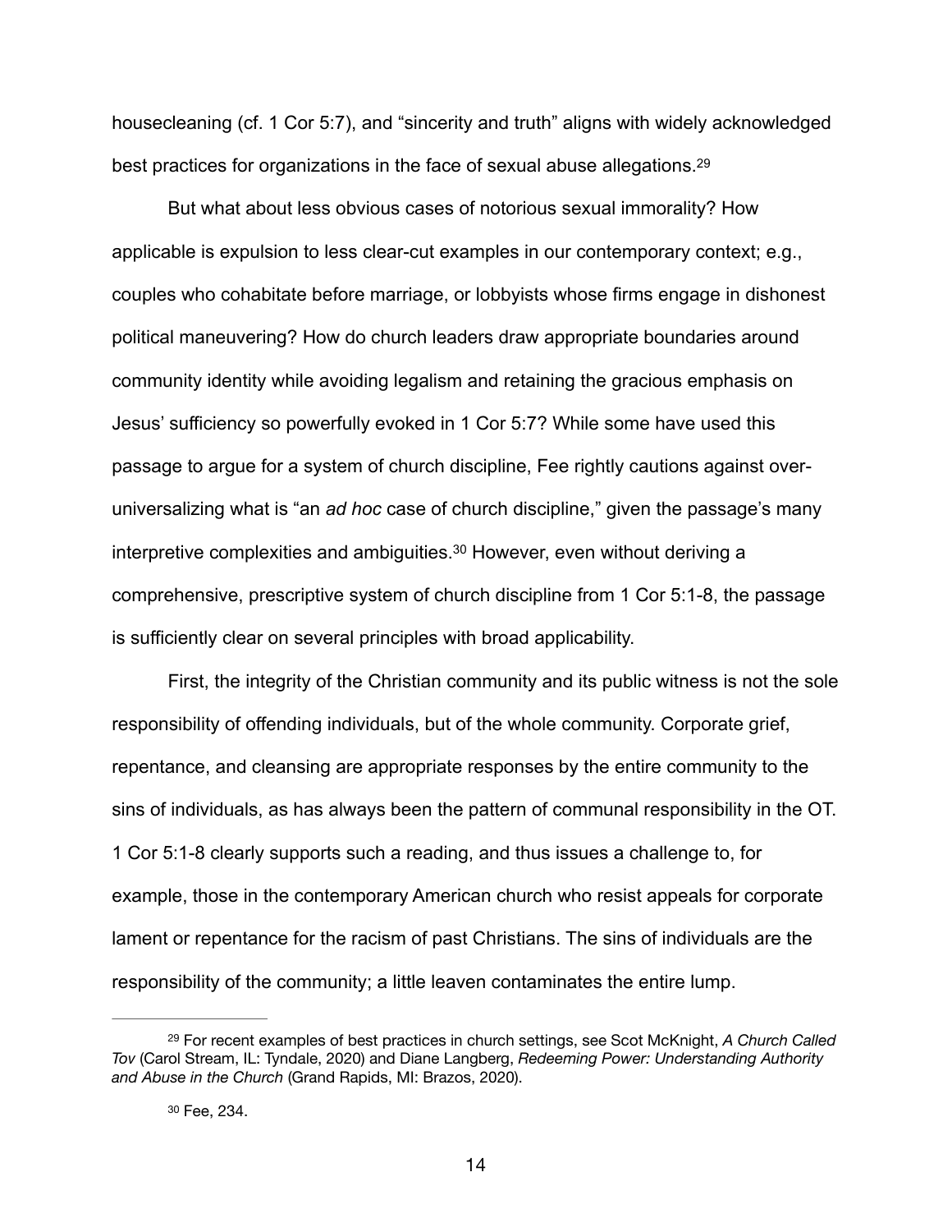housecleaning (cf. 1 Cor 5:7), and "sincerity and truth" aligns with widely acknowledged best practices for organizations in the face of sexual abuse allegations.[29]

But what about less obvious cases of notorious sexual immorality? How applicable is expulsion to less clear-cut examples in our contemporary context; e.g., couples who cohabitate before marriage, or lobbyists whose firms engage in dishonest political maneuvering? How do church leaders draw appropriate boundaries around community identity while avoiding legalism and retaining the gracious emphasis on Jesus' sufficiency so powerfully evoked in 1 Cor 5:7? While some have used this passage to argue for a system of church discipline, Fee rightly cautions against over-universalizing what is "an *ad hoc* case of church discipline," given the passage's many interpretive complexities and ambiguities.[30] However, even without deriving a comprehensive, prescriptive system of church discipline from 1 Cor 5:1-8, the passage is sufficiently clear on several principles with broad applicability.

First, the integrity of the Christian community and its public witness is not the sole responsibility of offending individuals, but of the whole community. Corporate grief, repentance, and cleansing are appropriate responses by the entire community to the sins of individuals, as has always been the pattern of communal responsibility in the OT. 1 Cor 5:1-8 clearly supports such a reading, and thus issues a challenge to, for example, those in the contemporary American church who resist appeals for corporate lament or repentance for the racism of past Christians. The sins of individuals are the responsibility of the community; a little leaven contaminates the entire lump.

---

[29] For recent examples of best practices in church settings, see Scot McKnight, *A Church Called Tov* (Carol Stream, IL: Tyndale, 2020) and Diane Langberg, *Redeeming Power: Understanding Authority and Abuse in the Church* (Grand Rapids, MI: Brazos, 2020).

[30] Fee, 234.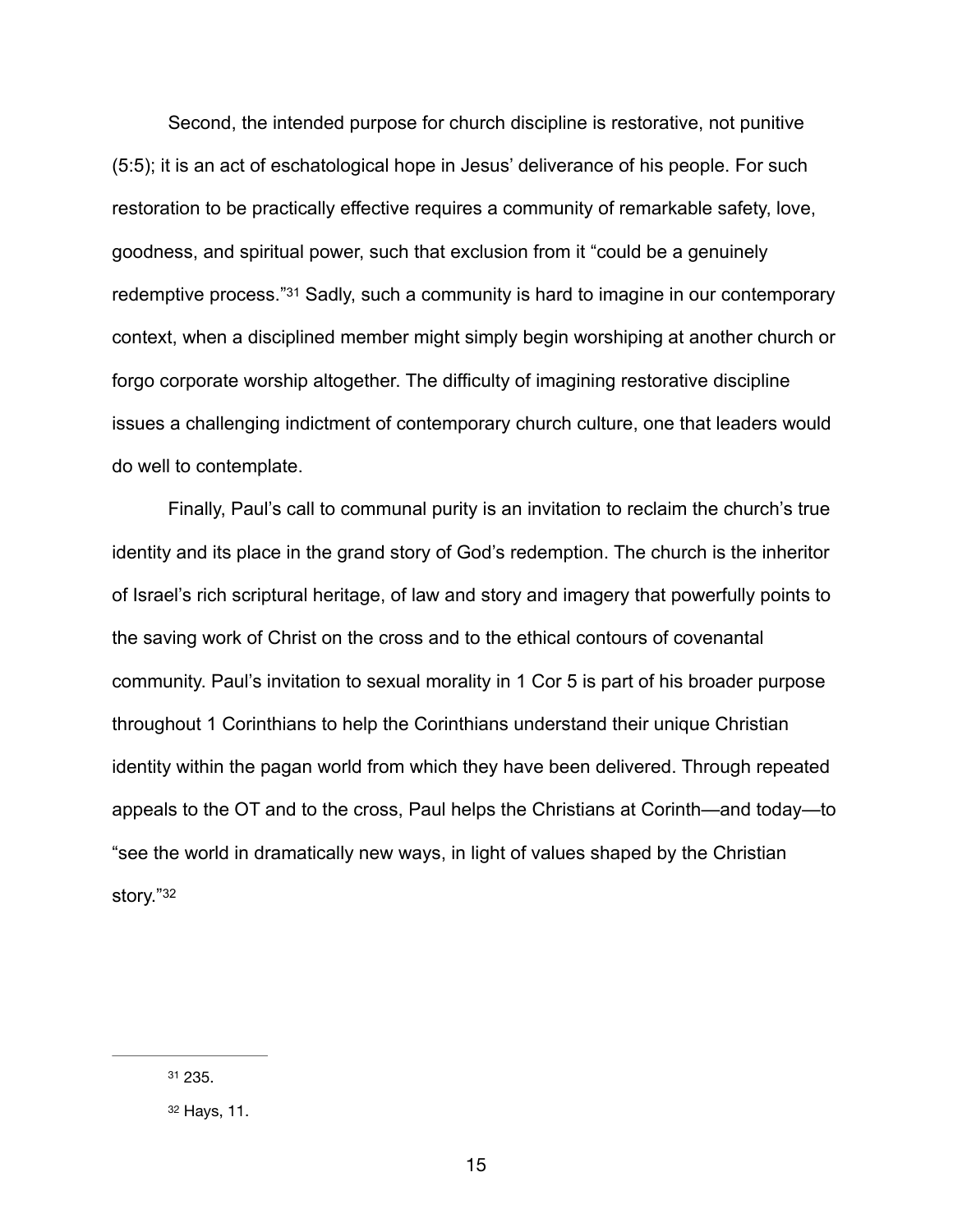Second, the intended purpose for church discipline is restorative, not punitive (5:5); it is an act of eschatological hope in Jesus' deliverance of his people. For such restoration to be practically effective requires a community of remarkable safety, love, goodness, and spiritual power, such that exclusion from it "could be a genuinely redemptive process."[31] Sadly, such a community is hard to imagine in our contemporary context, when a disciplined member might simply begin worshiping at another church or forgo corporate worship altogether. The difficulty of imagining restorative discipline issues a challenging indictment of contemporary church culture, one that leaders would do well to contemplate.

Finally, Paul's call to communal purity is an invitation to reclaim the church's true identity and its place in the grand story of God's redemption. The church is the inheritor of Israel's rich scriptural heritage, of law and story and imagery that powerfully points to the saving work of Christ on the cross and to the ethical contours of covenantal community. Paul's invitation to sexual morality in 1 Cor 5 is part of his broader purpose throughout 1 Corinthians to help the Corinthians understand their unique Christian identity within the pagan world from which they have been delivered. Through repeated appeals to the OT and to the cross, Paul helps the Christians at Corinth—and today—to "see the world in dramatically new ways, in light of values shaped by the Christian story."[32]

---

[31] 235.

[32] Hays, 11.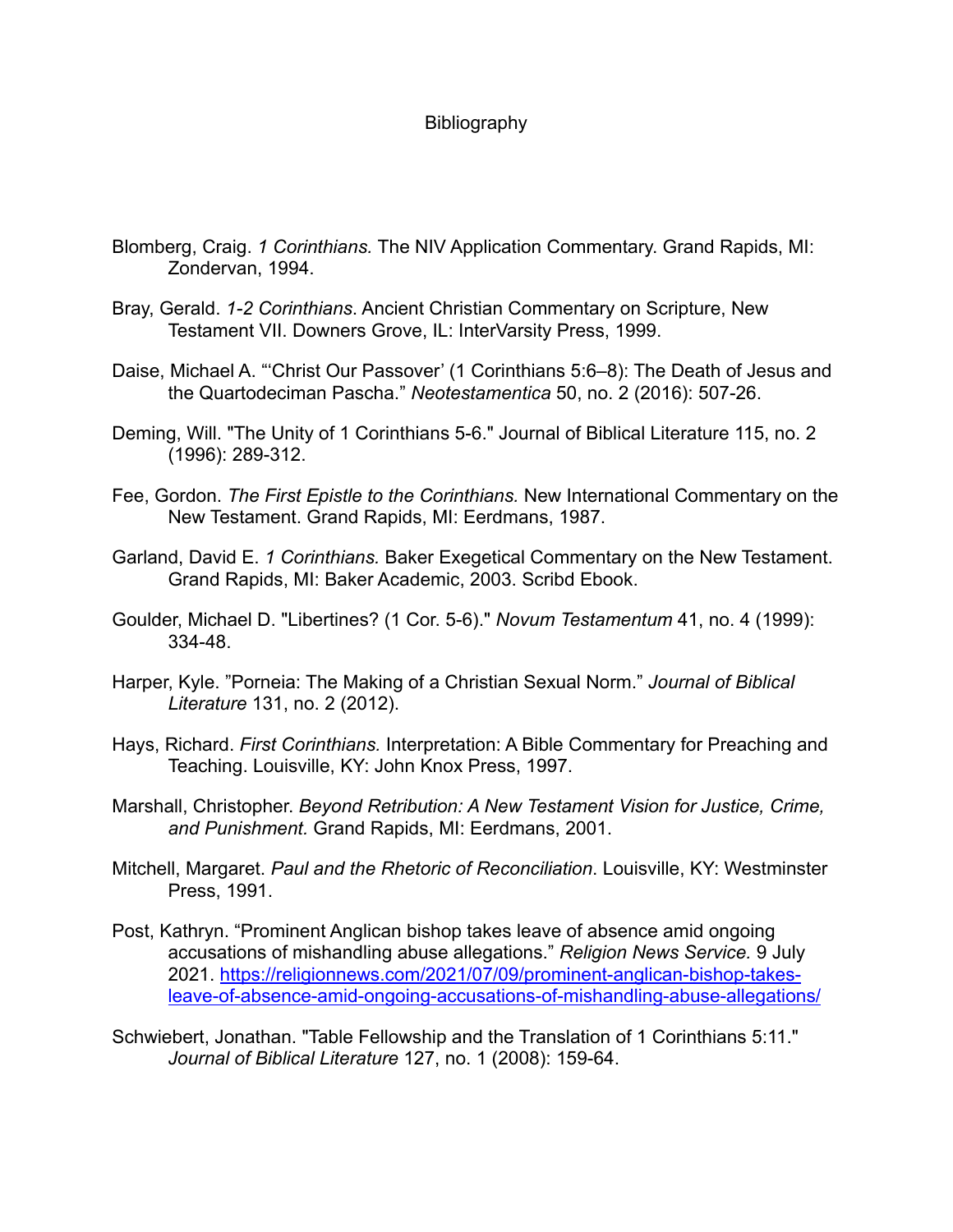# Bibliography

Blomberg, Craig. *1 Corinthians.* The NIV Application Commentary. Grand Rapids, MI: Zondervan, 1994.

Bray, Gerald. *1-2 Corinthians*. Ancient Christian Commentary on Scripture, New Testament VII. Downers Grove, IL: InterVarsity Press, 1999.

Daise, Michael A. "'Christ Our Passover' (1 Corinthians 5:6–8): The Death of Jesus and the Quartodeciman Pascha." *Neotestamentica* 50, no. 2 (2016): 507-26.

Deming, Will. "The Unity of 1 Corinthians 5-6." Journal of Biblical Literature 115, no. 2 (1996): 289-312.

Fee, Gordon. *The First Epistle to the Corinthians.* New International Commentary on the New Testament. Grand Rapids, MI: Eerdmans, 1987.

Garland, David E. *1 Corinthians.* Baker Exegetical Commentary on the New Testament. Grand Rapids, MI: Baker Academic, 2003. Scribd Ebook.

Goulder, Michael D. "Libertines? (1 Cor. 5-6)." *Novum Testamentum* 41, no. 4 (1999): 334-48.

Harper, Kyle. "Porneia: The Making of a Christian Sexual Norm." *Journal of Biblical Literature* 131, no. 2 (2012).

Hays, Richard. *First Corinthians.* Interpretation: A Bible Commentary for Preaching and Teaching. Louisville, KY: John Knox Press, 1997.

Marshall, Christopher. *Beyond Retribution: A New Testament Vision for Justice, Crime, and Punishment.* Grand Rapids, MI: Eerdmans, 2001.

Mitchell, Margaret. *Paul and the Rhetoric of Reconciliation*. Louisville, KY: Westminster Press, 1991.

Post, Kathryn. "Prominent Anglican bishop takes leave of absence amid ongoing accusations of mishandling abuse allegations." *Religion News Service.* 9 July 2021. https://religionnews.com/2021/07/09/prominent-anglican-bishop-takes-leave-of-absence-amid-ongoing-accusations-of-mishandling-abuse-allegations/

Schwiebert, Jonathan. "Table Fellowship and the Translation of 1 Corinthians 5:11." *Journal of Biblical Literature* 127, no. 1 (2008): 159-64.